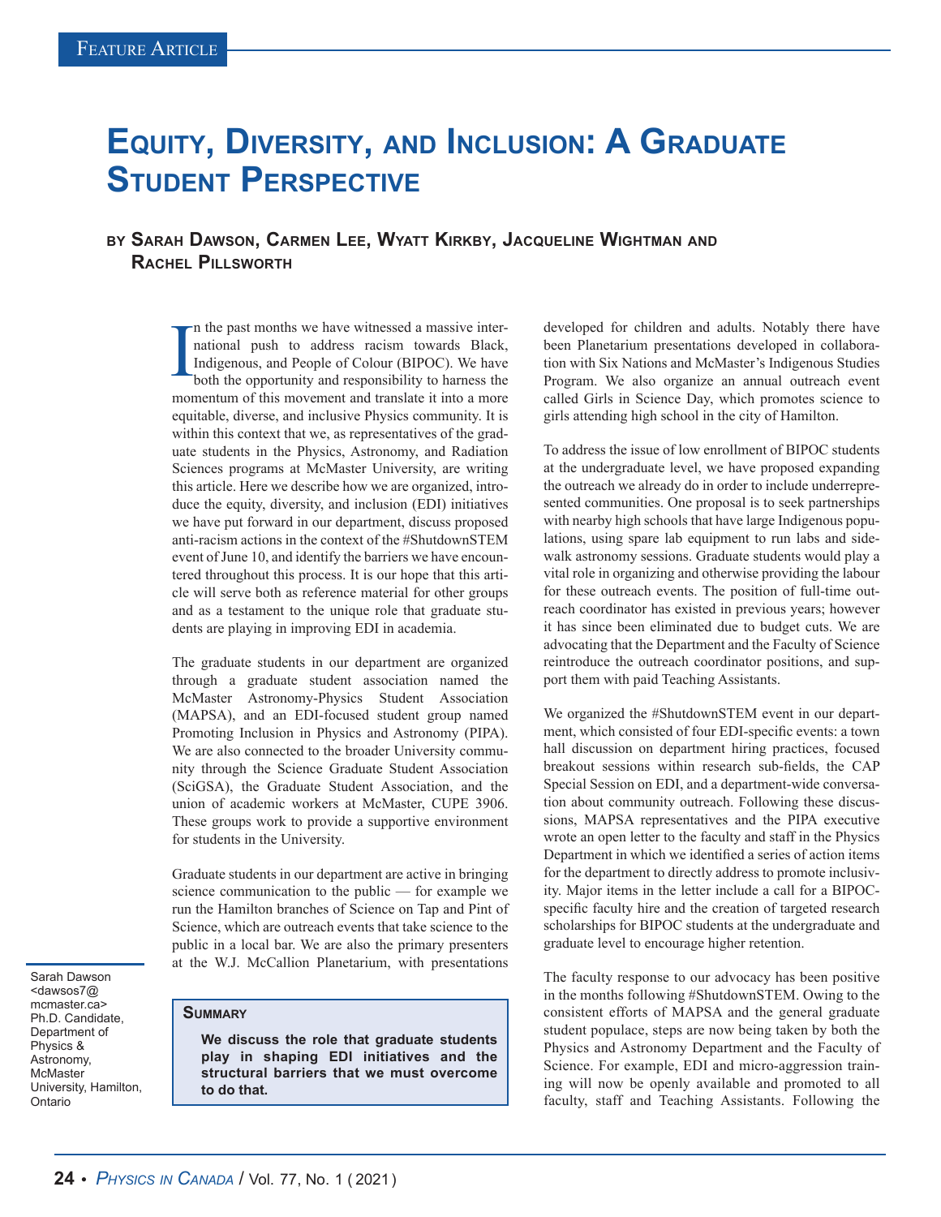Feature Article

# Equity, Diversity, and Inclusion: A Graduate Student Perspective

**by Sarah Dawson, Carmen Lee, Wyatt Kirkby, Jacqueline Wightman and Rachel Pillsworth**

> **Summary**
>
> **We discuss the role that graduate students play in shaping EDI initiatives and the structural barriers that we must overcome to do that.**

Sarah Dawson <dawsos7@mcmaster.ca> Ph.D. Candidate, Department of Physics & Astronomy, McMaster University, Hamilton, Ontario

In the past months we have witnessed a massive international push to address racism towards Black, Indigenous, and People of Colour (BIPOC). We have both the opportunity and responsibility to harness the momentum of this movement and translate it into a more equitable, diverse, and inclusive Physics community. It is within this context that we, as representatives of the graduate students in the Physics, Astronomy, and Radiation Sciences programs at McMaster University, are writing this article. Here we describe how we are organized, introduce the equity, diversity, and inclusion (EDI) initiatives we have put forward in our department, discuss proposed anti-racism actions in the context of the #ShutdownSTEM event of June 10, and identify the barriers we have encountered throughout this process. It is our hope that this article will serve both as reference material for other groups and as a testament to the unique role that graduate students are playing in improving EDI in academia.

The graduate students in our department are organized through a graduate student association named the McMaster Astronomy-Physics Student Association (MAPSA), and an EDI-focused student group named Promoting Inclusion in Physics and Astronomy (PIPA). We are also connected to the broader University community through the Science Graduate Student Association (SciGSA), the Graduate Student Association, and the union of academic workers at McMaster, CUPE 3906. These groups work to provide a supportive environment for students in the University.

Graduate students in our department are active in bringing science communication to the public — for example we run the Hamilton branches of Science on Tap and Pint of Science, which are outreach events that take science to the public in a local bar. We are also the primary presenters at the W.J. McCallion Planetarium, with presentations developed for children and adults. Notably there have been Planetarium presentations developed in collaboration with Six Nations and McMaster's Indigenous Studies Program. We also organize an annual outreach event called Girls in Science Day, which promotes science to girls attending high school in the city of Hamilton.

To address the issue of low enrollment of BIPOC students at the undergraduate level, we have proposed expanding the outreach we already do in order to include underrepresented communities. One proposal is to seek partnerships with nearby high schools that have large Indigenous populations, using spare lab equipment to run labs and sidewalk astronomy sessions. Graduate students would play a vital role in organizing and otherwise providing the labour for these outreach events. The position of full-time outreach coordinator has existed in previous years; however it has since been eliminated due to budget cuts. We are advocating that the Department and the Faculty of Science reintroduce the outreach coordinator positions, and support them with paid Teaching Assistants.

We organized the #ShutdownSTEM event in our department, which consisted of four EDI-specific events: a town hall discussion on department hiring practices, focused breakout sessions within research sub-fields, the CAP Special Session on EDI, and a department-wide conversation about community outreach. Following these discussions, MAPSA representatives and the PIPA executive wrote an open letter to the faculty and staff in the Physics Department in which we identified a series of action items for the department to directly address to promote inclusivity. Major items in the letter include a call for a BIPOC-specific faculty hire and the creation of targeted research scholarships for BIPOC students at the undergraduate and graduate level to encourage higher retention.

The faculty response to our advocacy has been positive in the months following #ShutdownSTEM. Owing to the consistent efforts of MAPSA and the general graduate student populace, steps are now being taken by both the Physics and Astronomy Department and the Faculty of Science. For example, EDI and micro-aggression training will now be openly available and promoted to all faculty, staff and Teaching Assistants. Following the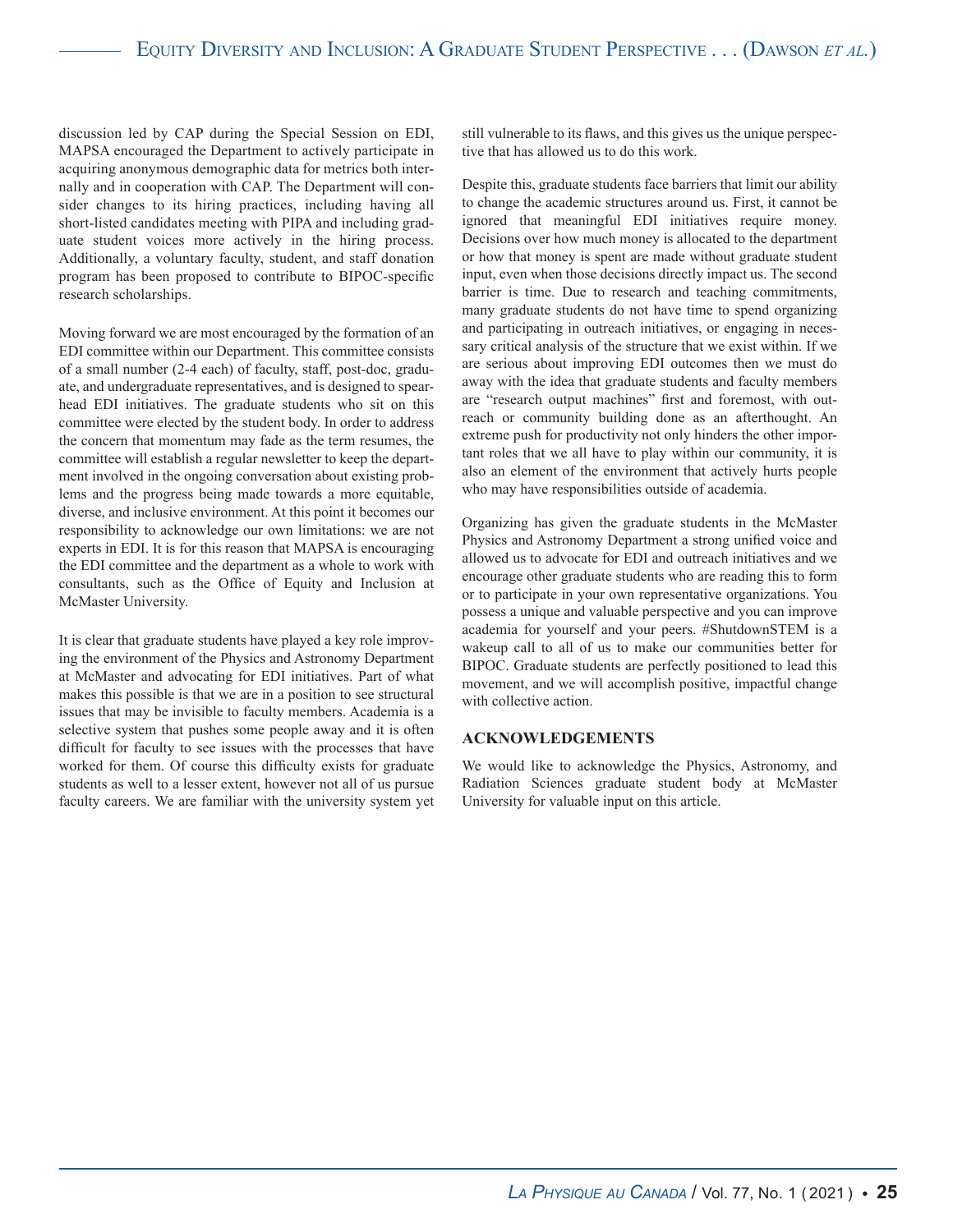discussion led by CAP during the Special Session on EDI, MAPSA encouraged the Department to actively participate in acquiring anonymous demographic data for metrics both internally and in cooperation with CAP. The Department will consider changes to its hiring practices, including having all short-listed candidates meeting with PIPA and including graduate student voices more actively in the hiring process. Additionally, a voluntary faculty, student, and staff donation program has been proposed to contribute to BIPOC-specific research scholarships.

Moving forward we are most encouraged by the formation of an EDI committee within our Department. This committee consists of a small number (2-4 each) of faculty, staff, post-doc, graduate, and undergraduate representatives, and is designed to spearhead EDI initiatives. The graduate students who sit on this committee were elected by the student body. In order to address the concern that momentum may fade as the term resumes, the committee will establish a regular newsletter to keep the department involved in the ongoing conversation about existing problems and the progress being made towards a more equitable, diverse, and inclusive environment. At this point it becomes our responsibility to acknowledge our own limitations: we are not experts in EDI. It is for this reason that MAPSA is encouraging the EDI committee and the department as a whole to work with consultants, such as the Office of Equity and Inclusion at McMaster University.

It is clear that graduate students have played a key role improving the environment of the Physics and Astronomy Department at McMaster and advocating for EDI initiatives. Part of what makes this possible is that we are in a position to see structural issues that may be invisible to faculty members. Academia is a selective system that pushes some people away and it is often difficult for faculty to see issues with the processes that have worked for them. Of course this difficulty exists for graduate students as well to a lesser extent, however not all of us pursue faculty careers. We are familiar with the university system yet still vulnerable to its flaws, and this gives us the unique perspective that has allowed us to do this work.

Despite this, graduate students face barriers that limit our ability to change the academic structures around us. First, it cannot be ignored that meaningful EDI initiatives require money. Decisions over how much money is allocated to the department or how that money is spent are made without graduate student input, even when those decisions directly impact us. The second barrier is time. Due to research and teaching commitments, many graduate students do not have time to spend organizing and participating in outreach initiatives, or engaging in necessary critical analysis of the structure that we exist within. If we are serious about improving EDI outcomes then we must do away with the idea that graduate students and faculty members are "research output machines" first and foremost, with outreach or community building done as an afterthought. An extreme push for productivity not only hinders the other important roles that we all have to play within our community, it is also an element of the environment that actively hurts people who may have responsibilities outside of academia.

Organizing has given the graduate students in the McMaster Physics and Astronomy Department a strong unified voice and allowed us to advocate for EDI and outreach initiatives and we encourage other graduate students who are reading this to form or to participate in your own representative organizations. You possess a unique and valuable perspective and you can improve academia for yourself and your peers. #ShutdownSTEM is a wakeup call to all of us to make our communities better for BIPOC. Graduate students are perfectly positioned to lead this movement, and we will accomplish positive, impactful change with collective action.

## ACKNOWLEDGEMENTS

We would like to acknowledge the Physics, Astronomy, and Radiation Sciences graduate student body at McMaster University for valuable input on this article.